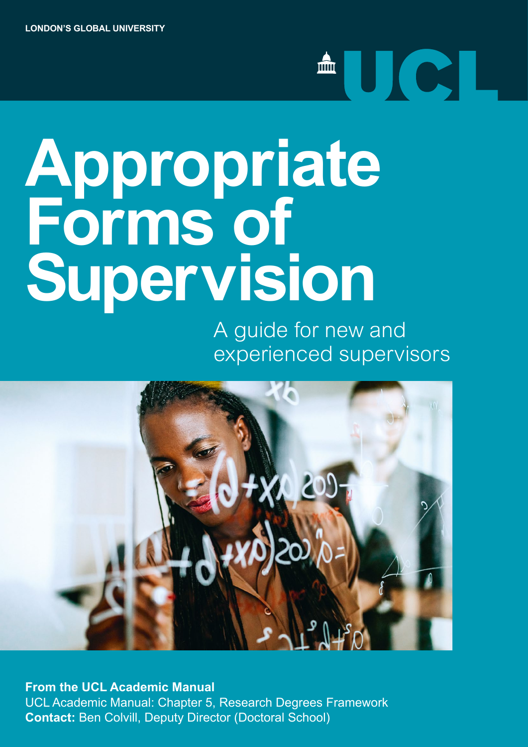LONDON'S GLOBAL UNIVERSITY

UCL

# Appropriate Forms of Supervision

A guide for new and experienced supervisors

**From the UCL Academic Manual**
UCL Academic Manual: Chapter 5, Research Degrees Framework
**Contact:** Ben Colvill, Deputy Director (Doctoral School)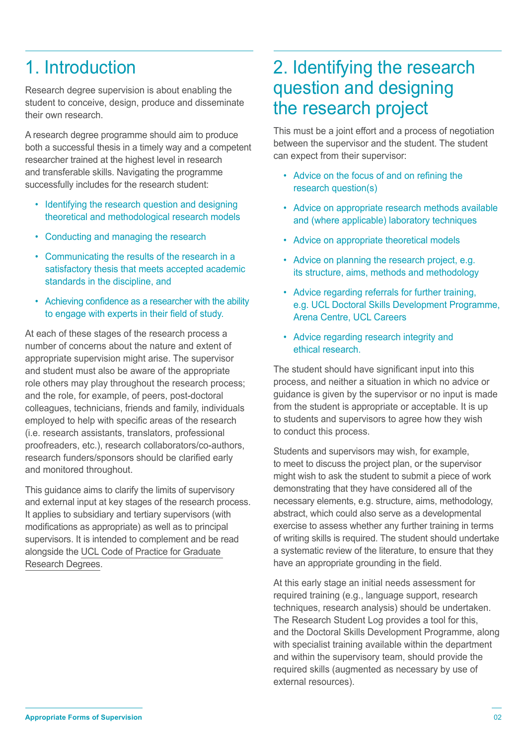## 1. Introduction

Research degree supervision is about enabling the student to conceive, design, produce and disseminate their own research.

A research degree programme should aim to produce both a successful thesis in a timely way and a competent researcher trained at the highest level in research and transferable skills. Navigating the programme successfully includes for the research student:

- Identifying the research question and designing theoretical and methodological research models
- Conducting and managing the research
- Communicating the results of the research in a satisfactory thesis that meets accepted academic standards in the discipline, and
- Achieving confidence as a researcher with the ability to engage with experts in their field of study.

At each of these stages of the research process a number of concerns about the nature and extent of appropriate supervision might arise. The supervisor and student must also be aware of the appropriate role others may play throughout the research process; and the role, for example, of peers, post-doctoral colleagues, technicians, friends and family, individuals employed to help with specific areas of the research (i.e. research assistants, translators, professional proofreaders, etc.), research collaborators/co-authors, research funders/sponsors should be clarified early and monitored throughout.

This guidance aims to clarify the limits of supervisory and external input at key stages of the research process. It applies to subsidiary and tertiary supervisors (with modifications as appropriate) as well as to principal supervisors. It is intended to complement and be read alongside the UCL Code of Practice for Graduate Research Degrees.

## 2. Identifying the research question and designing the research project

This must be a joint effort and a process of negotiation between the supervisor and the student. The student can expect from their supervisor:

- Advice on the focus of and on refining the research question(s)
- Advice on appropriate research methods available and (where applicable) laboratory techniques
- Advice on appropriate theoretical models
- Advice on planning the research project, e.g. its structure, aims, methods and methodology
- Advice regarding referrals for further training, e.g. UCL Doctoral Skills Development Programme, Arena Centre, UCL Careers
- Advice regarding research integrity and ethical research.

The student should have significant input into this process, and neither a situation in which no advice or guidance is given by the supervisor or no input is made from the student is appropriate or acceptable. It is up to students and supervisors to agree how they wish to conduct this process.

Students and supervisors may wish, for example, to meet to discuss the project plan, or the supervisor might wish to ask the student to submit a piece of work demonstrating that they have considered all of the necessary elements, e.g. structure, aims, methodology, abstract, which could also serve as a developmental exercise to assess whether any further training in terms of writing skills is required. The student should undertake a systematic review of the literature, to ensure that they have an appropriate grounding in the field.

At this early stage an initial needs assessment for required training (e.g., language support, research techniques, research analysis) should be undertaken. The Research Student Log provides a tool for this, and the Doctoral Skills Development Programme, along with specialist training available within the department and within the supervisory team, should provide the required skills (augmented as necessary by use of external resources).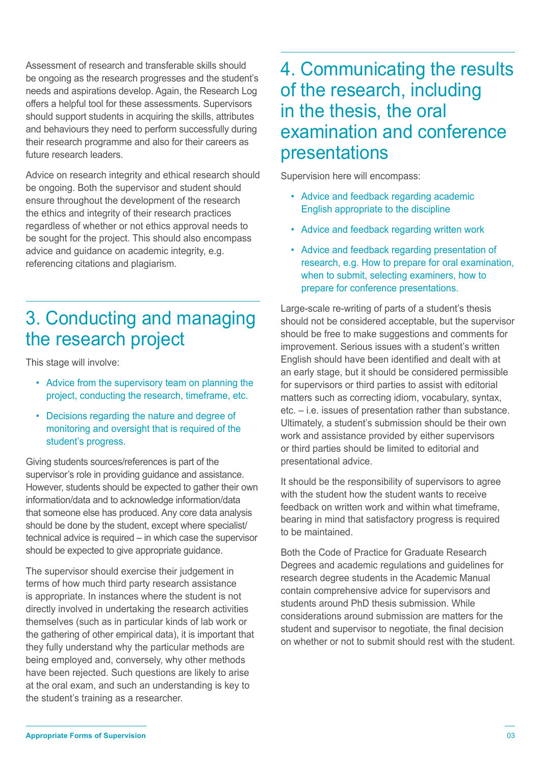Assessment of research and transferable skills should be ongoing as the research progresses and the student's needs and aspirations develop. Again, the Research Log offers a helpful tool for these assessments. Supervisors should support students in acquiring the skills, attributes and behaviours they need to perform successfully during their research programme and also for their careers as future research leaders.

Advice on research integrity and ethical research should be ongoing. Both the supervisor and student should ensure throughout the development of the research the ethics and integrity of their research practices regardless of whether or not ethics approval needs to be sought for the project. This should also encompass advice and guidance on academic integrity, e.g. referencing citations and plagiarism.

## 3. Conducting and managing the research project

This stage will involve:

- Advice from the supervisory team on planning the project, conducting the research, timeframe, etc.
- Decisions regarding the nature and degree of monitoring and oversight that is required of the student's progress.

Giving students sources/references is part of the supervisor's role in providing guidance and assistance. However, students should be expected to gather their own information/data and to acknowledge information/data that someone else has produced. Any core data analysis should be done by the student, except where specialist/technical advice is required – in which case the supervisor should be expected to give appropriate guidance.

The supervisor should exercise their judgement in terms of how much third party research assistance is appropriate. In instances where the student is not directly involved in undertaking the research activities themselves (such as in particular kinds of lab work or the gathering of other empirical data), it is important that they fully understand why the particular methods are being employed and, conversely, why other methods have been rejected. Such questions are likely to arise at the oral exam, and such an understanding is key to the student's training as a researcher.

## 4. Communicating the results of the research, including in the thesis, the oral examination and conference presentations

Supervision here will encompass:

- Advice and feedback regarding academic English appropriate to the discipline
- Advice and feedback regarding written work
- Advice and feedback regarding presentation of research, e.g. How to prepare for oral examination, when to submit, selecting examiners, how to prepare for conference presentations.

Large-scale re-writing of parts of a student's thesis should not be considered acceptable, but the supervisor should be free to make suggestions and comments for improvement. Serious issues with a student's written English should have been identified and dealt with at an early stage, but it should be considered permissible for supervisors or third parties to assist with editorial matters such as correcting idiom, vocabulary, syntax, etc. – i.e. issues of presentation rather than substance. Ultimately, a student's submission should be their own work and assistance provided by either supervisors or third parties should be limited to editorial and presentational advice.

It should be the responsibility of supervisors to agree with the student how the student wants to receive feedback on written work and within what timeframe, bearing in mind that satisfactory progress is required to be maintained.

Both the Code of Practice for Graduate Research Degrees and academic regulations and guidelines for research degree students in the Academic Manual contain comprehensive advice for supervisors and students around PhD thesis submission. While considerations around submission are matters for the student and supervisor to negotiate, the final decision on whether or not to submit should rest with the student.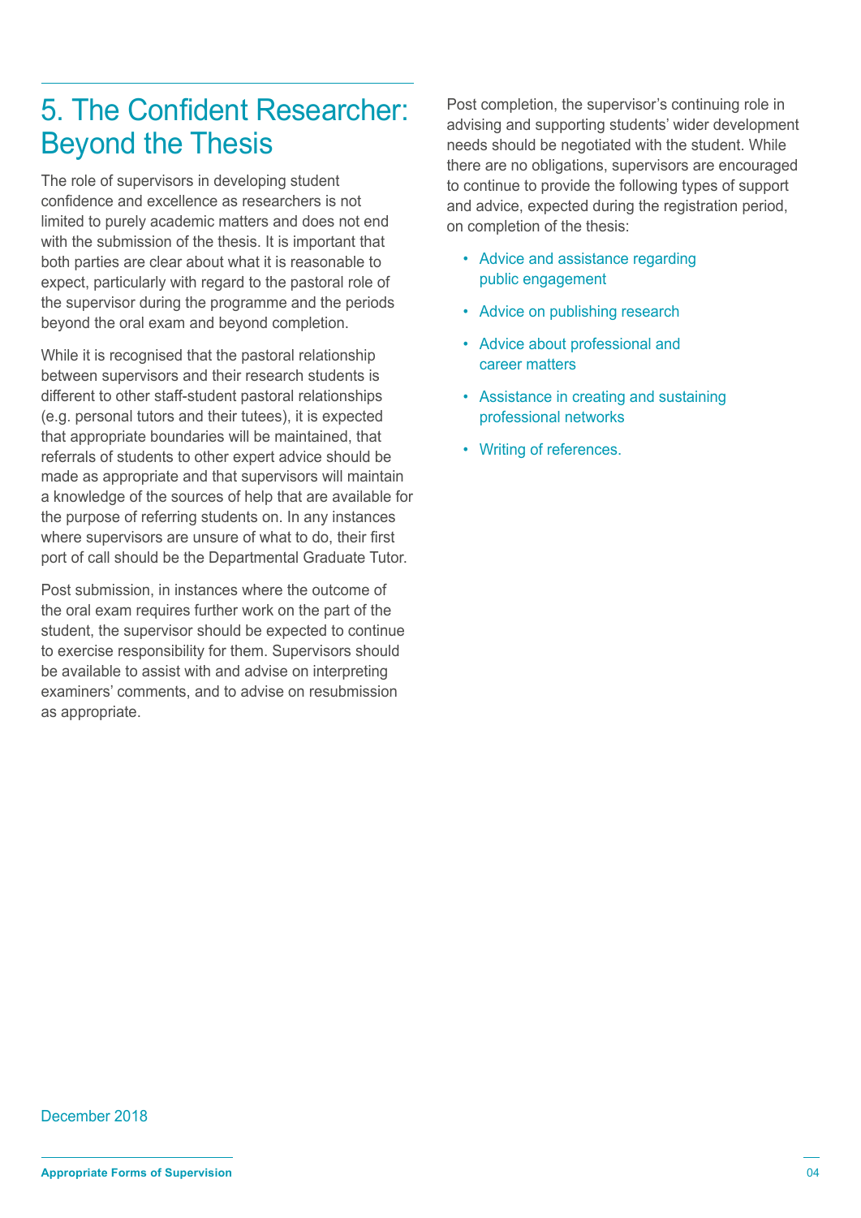# 5. The Confident Researcher: Beyond the Thesis

The role of supervisors in developing student confidence and excellence as researchers is not limited to purely academic matters and does not end with the submission of the thesis. It is important that both parties are clear about what it is reasonable to expect, particularly with regard to the pastoral role of the supervisor during the programme and the periods beyond the oral exam and beyond completion.

While it is recognised that the pastoral relationship between supervisors and their research students is different to other staff-student pastoral relationships (e.g. personal tutors and their tutees), it is expected that appropriate boundaries will be maintained, that referrals of students to other expert advice should be made as appropriate and that supervisors will maintain a knowledge of the sources of help that are available for the purpose of referring students on. In any instances where supervisors are unsure of what to do, their first port of call should be the Departmental Graduate Tutor.

Post submission, in instances where the outcome of the oral exam requires further work on the part of the student, the supervisor should be expected to continue to exercise responsibility for them. Supervisors should be available to assist with and advise on interpreting examiners' comments, and to advise on resubmission as appropriate.

Post completion, the supervisor's continuing role in advising and supporting students' wider development needs should be negotiated with the student. While there are no obligations, supervisors are encouraged to continue to provide the following types of support and advice, expected during the registration period, on completion of the thesis:

- Advice and assistance regarding public engagement
- Advice on publishing research
- Advice about professional and career matters
- Assistance in creating and sustaining professional networks
- Writing of references.

December 2018